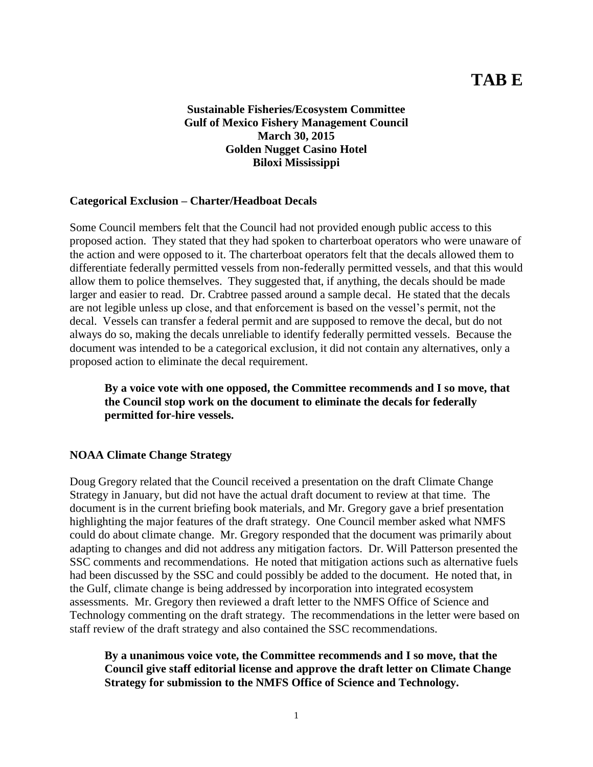# TAB E

**Sustainable Fisheries/Ecosystem Committee**
**Gulf of Mexico Fishery Management Council**
**March 30, 2015**
**Golden Nugget Casino Hotel**
**Biloxi Mississippi**

## Categorical Exclusion – Charter/Headboat Decals

Some Council members felt that the Council had not provided enough public access to this proposed action. They stated that they had spoken to charterboat operators who were unaware of the action and were opposed to it. The charterboat operators felt that the decals allowed them to differentiate federally permitted vessels from non-federally permitted vessels, and that this would allow them to police themselves. They suggested that, if anything, the decals should be made larger and easier to read. Dr. Crabtree passed around a sample decal. He stated that the decals are not legible unless up close, and that enforcement is based on the vessel's permit, not the decal. Vessels can transfer a federal permit and are supposed to remove the decal, but do not always do so, making the decals unreliable to identify federally permitted vessels. Because the document was intended to be a categorical exclusion, it did not contain any alternatives, only a proposed action to eliminate the decal requirement.

> **By a voice vote with one opposed, the Committee recommends and I so move, that the Council stop work on the document to eliminate the decals for federally permitted for-hire vessels.**

## NOAA Climate Change Strategy

Doug Gregory related that the Council received a presentation on the draft Climate Change Strategy in January, but did not have the actual draft document to review at that time. The document is in the current briefing book materials, and Mr. Gregory gave a brief presentation highlighting the major features of the draft strategy. One Council member asked what NMFS could do about climate change. Mr. Gregory responded that the document was primarily about adapting to changes and did not address any mitigation factors. Dr. Will Patterson presented the SSC comments and recommendations. He noted that mitigation actions such as alternative fuels had been discussed by the SSC and could possibly be added to the document. He noted that, in the Gulf, climate change is being addressed by incorporation into integrated ecosystem assessments. Mr. Gregory then reviewed a draft letter to the NMFS Office of Science and Technology commenting on the draft strategy. The recommendations in the letter were based on staff review of the draft strategy and also contained the SSC recommendations.

> **By a unanimous voice vote, the Committee recommends and I so move, that the Council give staff editorial license and approve the draft letter on Climate Change Strategy for submission to the NMFS Office of Science and Technology.**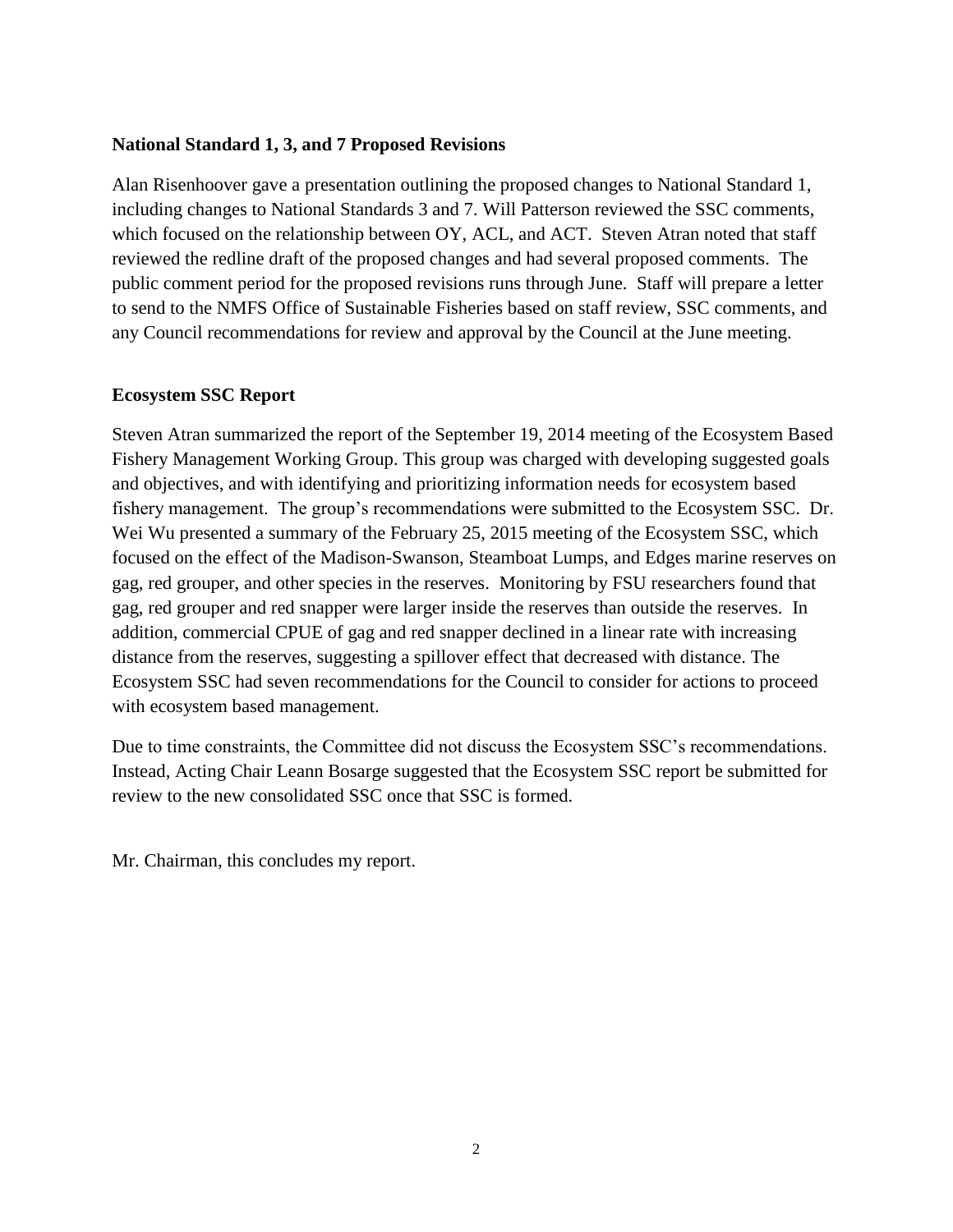**National Standard 1, 3, and 7 Proposed Revisions**

Alan Risenhoover gave a presentation outlining the proposed changes to National Standard 1, including changes to National Standards 3 and 7. Will Patterson reviewed the SSC comments, which focused on the relationship between OY, ACL, and ACT. Steven Atran noted that staff reviewed the redline draft of the proposed changes and had several proposed comments. The public comment period for the proposed revisions runs through June. Staff will prepare a letter to send to the NMFS Office of Sustainable Fisheries based on staff review, SSC comments, and any Council recommendations for review and approval by the Council at the June meeting.

**Ecosystem SSC Report**

Steven Atran summarized the report of the September 19, 2014 meeting of the Ecosystem Based Fishery Management Working Group. This group was charged with developing suggested goals and objectives, and with identifying and prioritizing information needs for ecosystem based fishery management. The group's recommendations were submitted to the Ecosystem SSC. Dr. Wei Wu presented a summary of the February 25, 2015 meeting of the Ecosystem SSC, which focused on the effect of the Madison-Swanson, Steamboat Lumps, and Edges marine reserves on gag, red grouper, and other species in the reserves. Monitoring by FSU researchers found that gag, red grouper and red snapper were larger inside the reserves than outside the reserves. In addition, commercial CPUE of gag and red snapper declined in a linear rate with increasing distance from the reserves, suggesting a spillover effect that decreased with distance. The Ecosystem SSC had seven recommendations for the Council to consider for actions to proceed with ecosystem based management.

Due to time constraints, the Committee did not discuss the Ecosystem SSC's recommendations. Instead, Acting Chair Leann Bosarge suggested that the Ecosystem SSC report be submitted for review to the new consolidated SSC once that SSC is formed.

Mr. Chairman, this concludes my report.